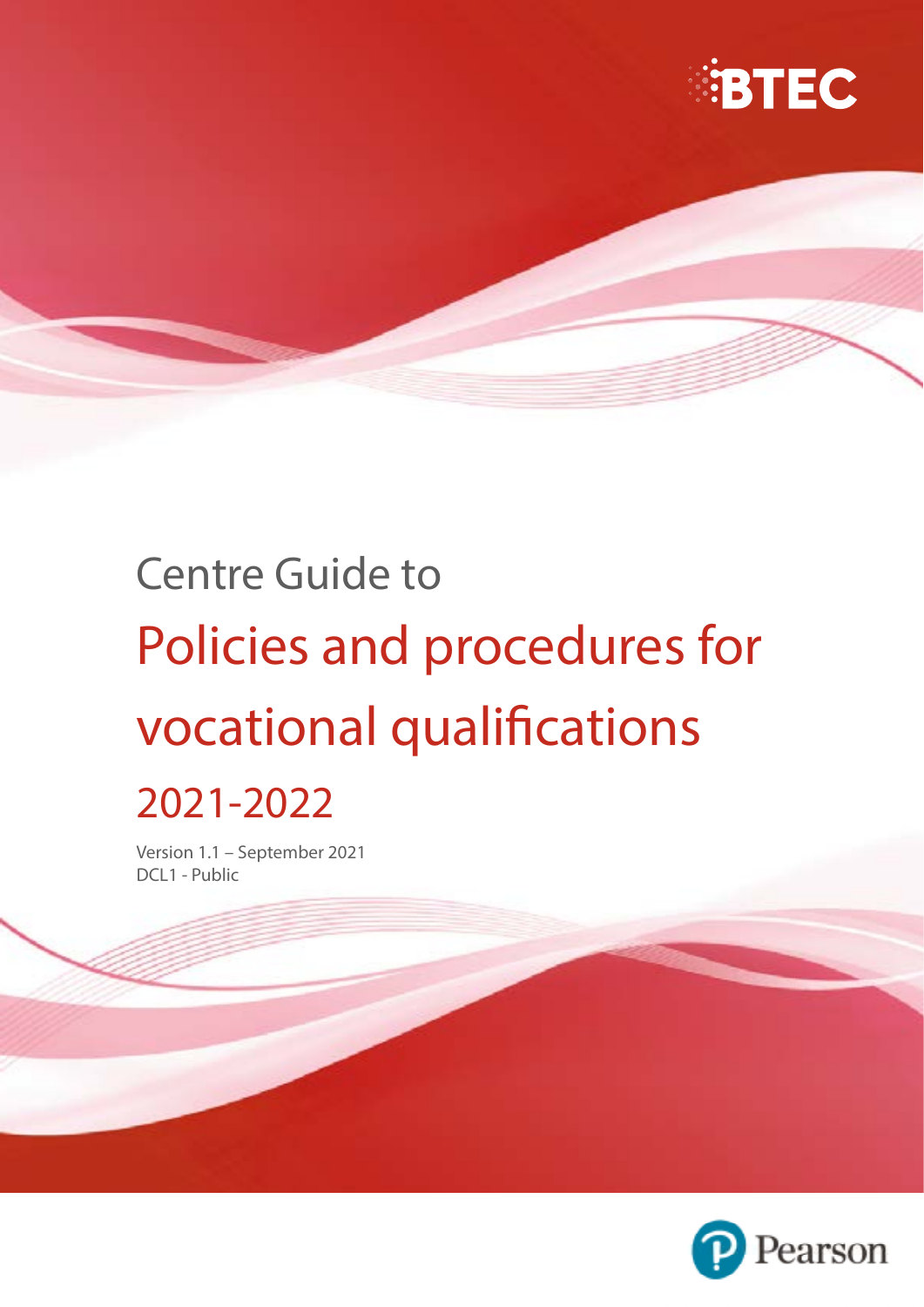BTEC

Centre Guide to

# Policies and procedures for vocational qualifications

## 2021-2022

Version 1.1 – September 2021
DCL1 - Public

Pearson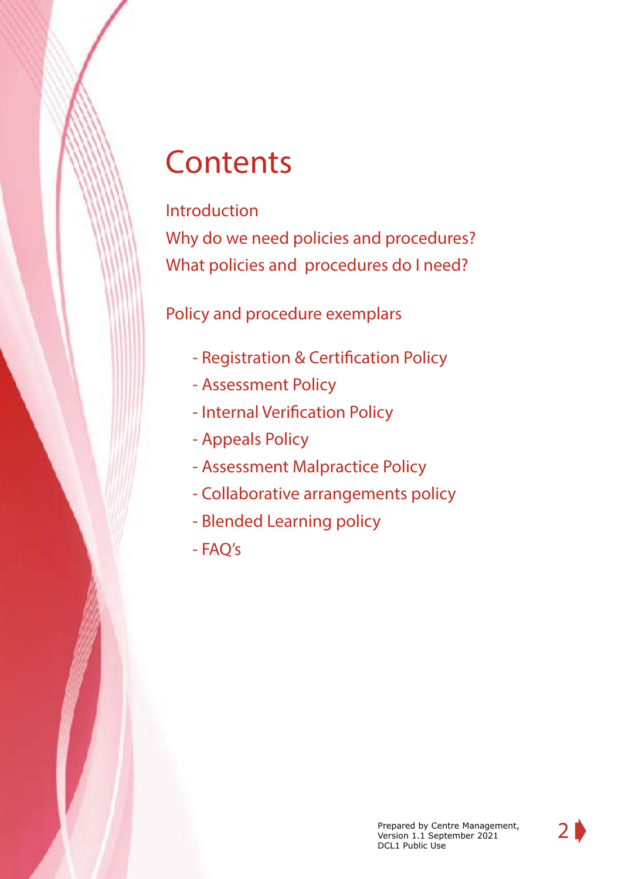# Contents

Introduction
Why do we need policies and procedures?
What policies and procedures do I need?

Policy and procedure exemplars

- Registration & Certification Policy
- Assessment Policy
- Internal Verification Policy
- Appeals Policy
- Assessment Malpractice Policy
- Collaborative arrangements policy
- Blended Learning policy
- FAQ's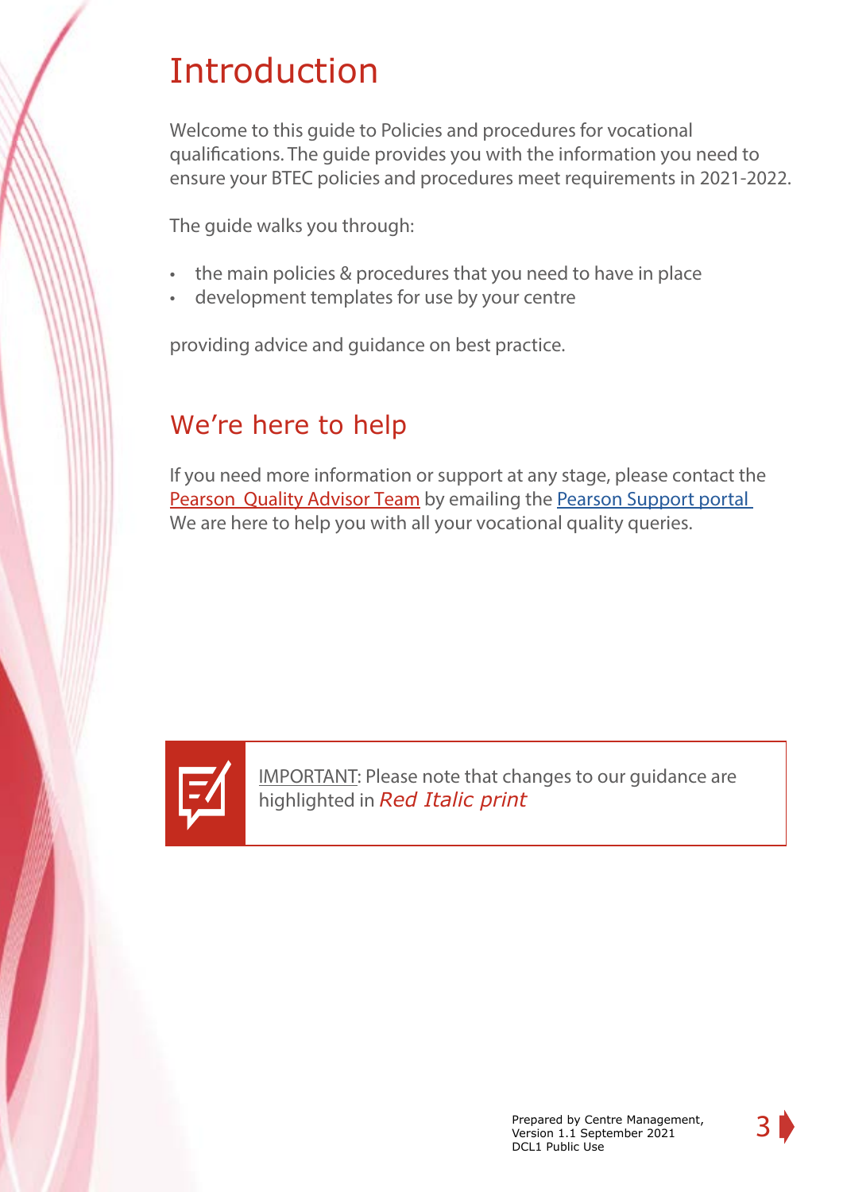# Introduction

Welcome to this guide to Policies and procedures for vocational qualifications. The guide provides you with the information you need to ensure your BTEC policies and procedures meet requirements in 2021-2022.

The guide walks you through:

- the main policies & procedures that you need to have in place
- development templates for use by your centre

providing advice and guidance on best practice.

## We're here to help

If you need more information or support at any stage, please contact the Pearson Quality Advisor Team by emailing the Pearson Support portal We are here to help you with all your vocational quality queries.

IMPORTANT: Please note that changes to our guidance are highlighted in *Red Italic print*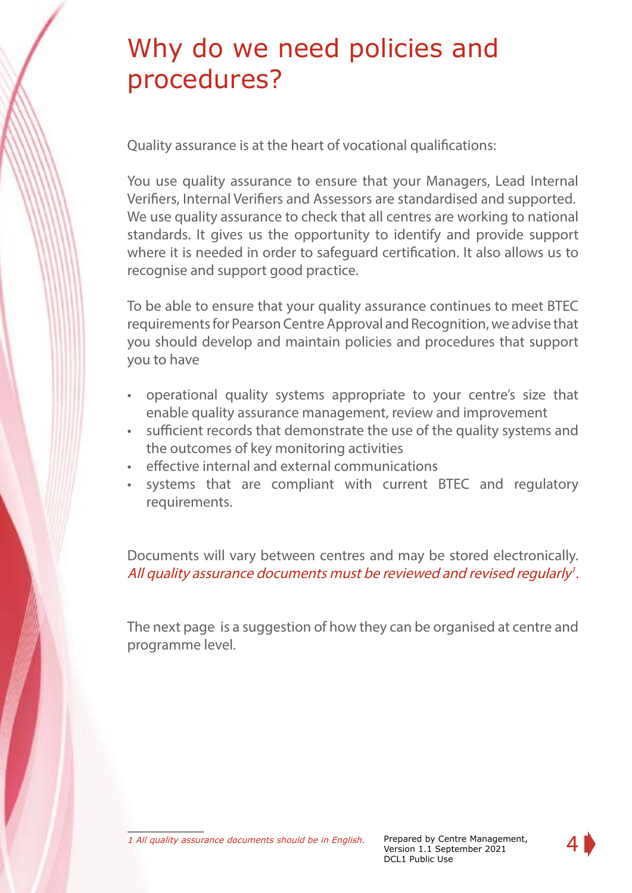# Why do we need policies and procedures?

Quality assurance is at the heart of vocational qualifications:

You use quality assurance to ensure that your Managers, Lead Internal Verifiers, Internal Verifiers and Assessors are standardised and supported. We use quality assurance to check that all centres are working to national standards. It gives us the opportunity to identify and provide support where it is needed in order to safeguard certification. It also allows us to recognise and support good practice.

To be able to ensure that your quality assurance continues to meet BTEC requirements for Pearson Centre Approval and Recognition, we advise that you should develop and maintain policies and procedures that support you to have

- operational quality systems appropriate to your centre's size that enable quality assurance management, review and improvement
- sufficient records that demonstrate the use of the quality systems and the outcomes of key monitoring activities
- effective internal and external communications
- systems that are compliant with current BTEC and regulatory requirements.

Documents will vary between centres and may be stored electronically. *All quality assurance documents must be reviewed and revised regularly*[1].

The next page is a suggestion of how they can be organised at centre and programme level.

---

*1 All quality assurance documents should be in English.*

Prepared by Centre Management, Version 1.1 September 2021
DCL1 Public Use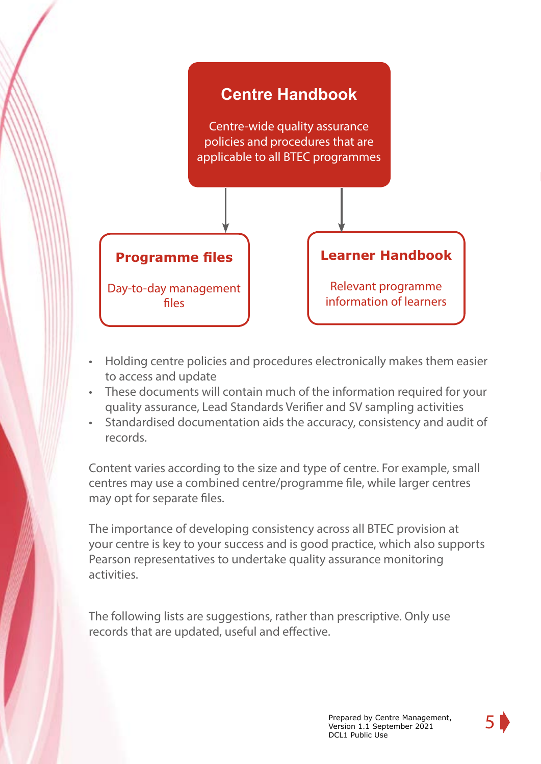**Centre Handbook**

Centre-wide quality assurance policies and procedures that are applicable to all BTEC programmes

**Programme files**

Day-to-day management files

**Learner Handbook**

Relevant programme information of learners

- Holding centre policies and procedures electronically makes them easier to access and update
- These documents will contain much of the information required for your quality assurance, Lead Standards Verifier and SV sampling activities
- Standardised documentation aids the accuracy, consistency and audit of records.

Content varies according to the size and type of centre. For example, small centres may use a combined centre/programme file, while larger centres may opt for separate files.

The importance of developing consistency across all BTEC provision at your centre is key to your success and is good practice, which also supports Pearson representatives to undertake quality assurance monitoring activities.

The following lists are suggestions, rather than prescriptive. Only use records that are updated, useful and effective.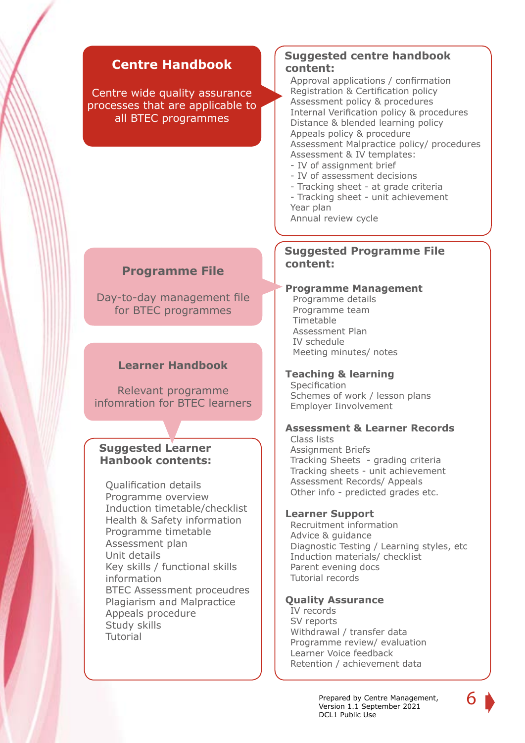## Centre Handbook

Centre wide quality assurance processes that are applicable to all BTEC programmes

### Suggested centre handbook content:

- Approval applications / confirmation
- Registration & Certification policy
- Assessment policy & procedures
- Internal Verification policy & procedures
- Distance & blended learning policy
- Appeals policy & procedure
- Assessment Malpractice policy/ procedures
- Assessment & IV templates:
  - IV of assignment brief
  - IV of assessment decisions
  - Tracking sheet - at grade criteria
  - Tracking sheet - unit achievement
- Year plan
- Annual review cycle

## Programme File

Day-to-day management file for BTEC programmes

### Suggested Programme File content:

**Programme Management**

- Programme details
- Programme team
- Timetable
- Assessment Plan
- IV schedule
- Meeting minutes/ notes

**Teaching & learning**

- Specification
- Schemes of work / lesson plans
- Employer Iinvolvement

**Assessment & Learner Records**

- Class lists
- Assignment Briefs
- Tracking Sheets - grading criteria
- Tracking sheets - unit achievement
- Assessment Records/ Appeals
- Other info - predicted grades etc.

**Learner Support**

- Recruitment information
- Advice & guidance
- Diagnostic Testing / Learning styles, etc
- Induction materials/ checklist
- Parent evening docs
- Tutorial records

**Quality Assurance**

- IV records
- SV reports
- Withdrawal / transfer data
- Programme review/ evaluation
- Learner Voice feedback
- Retention / achievement data

## Learner Handbook

Relevant programme infomration for BTEC learners

### Suggested Learner Hanbook contents:

- Qualification details
- Programme overview
- Induction timetable/checklist
- Health & Safety information
- Programme timetable
- Assessment plan
- Unit details
- Key skills / functional skills information
- BTEC Assessment proceudres
- Plagiarism and Malpractice
- Appeals procedure
- Study skills
- Tutorial

Prepared by Centre Management,
Version 1.1 September 2021
DCL1 Public Use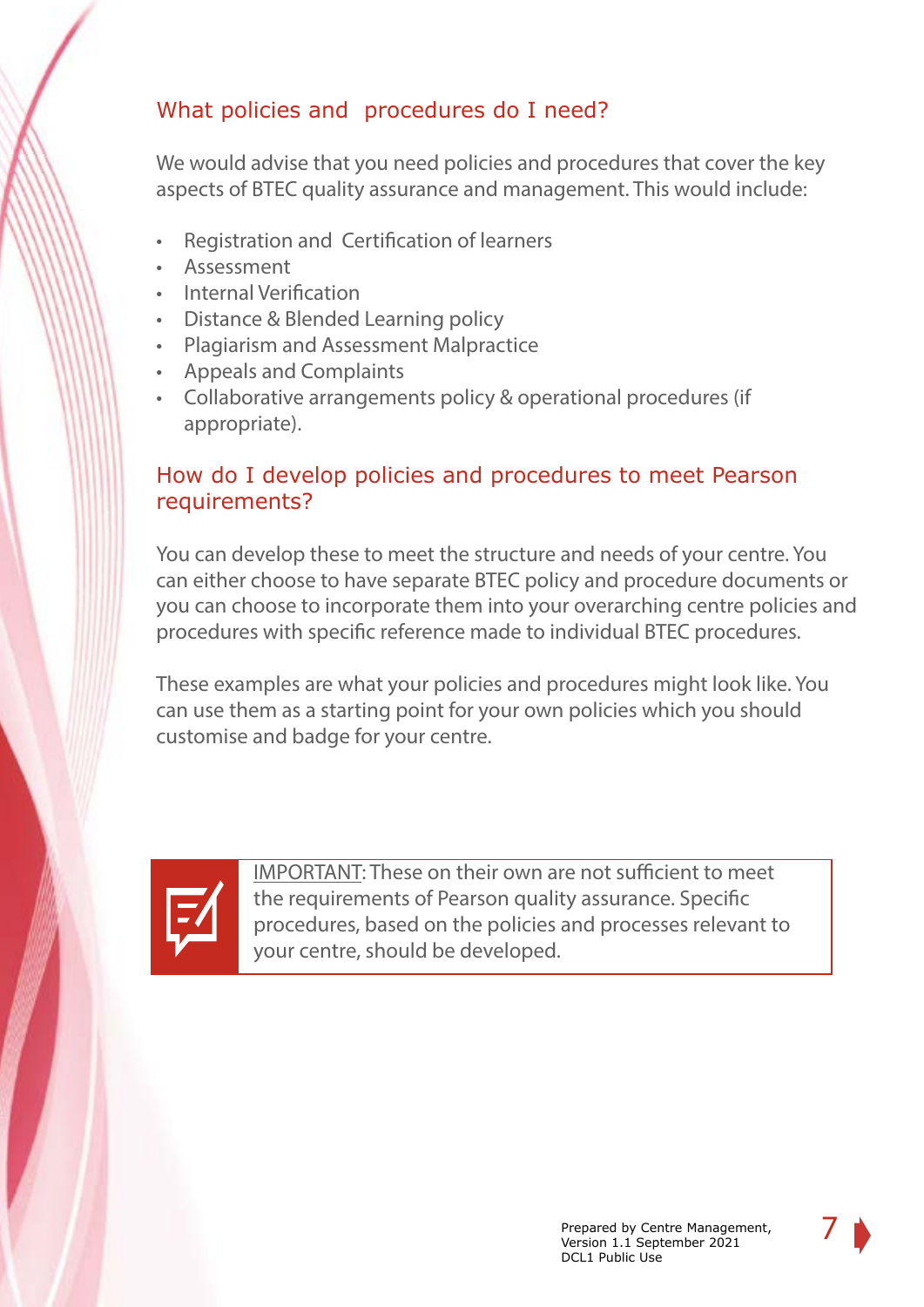## What policies and procedures do I need?

We would advise that you need policies and procedures that cover the key aspects of BTEC quality assurance and management. This would include:

- Registration and Certification of learners
- Assessment
- Internal Verification
- Distance & Blended Learning policy
- Plagiarism and Assessment Malpractice
- Appeals and Complaints
- Collaborative arrangements policy & operational procedures (if appropriate).

## How do I develop policies and procedures to meet Pearson requirements?

You can develop these to meet the structure and needs of your centre. You can either choose to have separate BTEC policy and procedure documents or you can choose to incorporate them into your overarching centre policies and procedures with specific reference made to individual BTEC procedures.

These examples are what your policies and procedures might look like. You can use them as a starting point for your own policies which you should customise and badge for your centre.

IMPORTANT: These on their own are not sufficient to meet the requirements of Pearson quality assurance. Specific procedures, based on the policies and processes relevant to your centre, should be developed.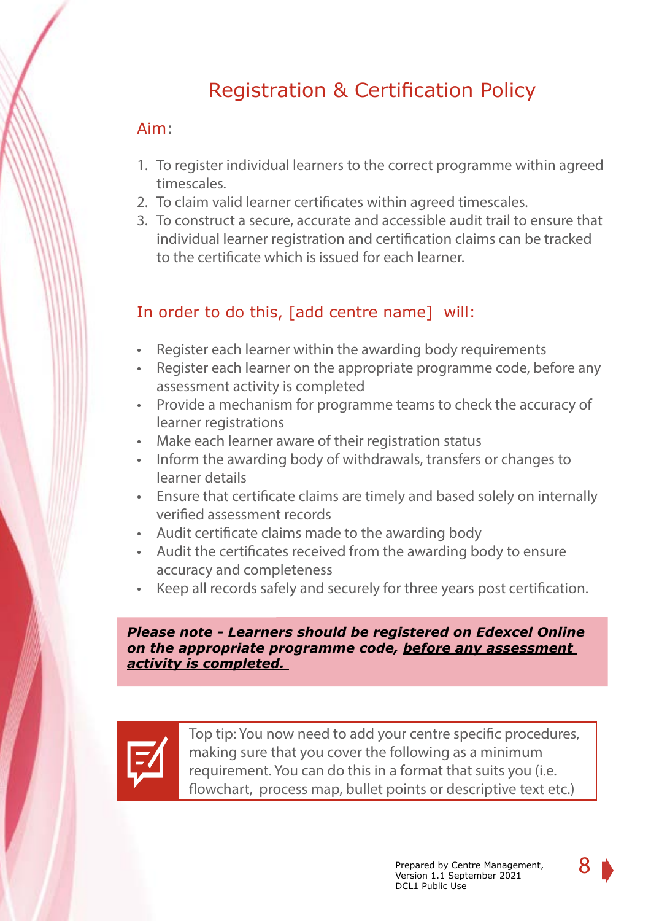# Registration & Certification Policy

## Aim:

1. To register individual learners to the correct programme within agreed timescales.
2. To claim valid learner certificates within agreed timescales.
3. To construct a secure, accurate and accessible audit trail to ensure that individual learner registration and certification claims can be tracked to the certificate which is issued for each learner.

## In order to do this, [add centre name] will:

- Register each learner within the awarding body requirements
- Register each learner on the appropriate programme code, before any assessment activity is completed
- Provide a mechanism for programme teams to check the accuracy of learner registrations
- Make each learner aware of their registration status
- Inform the awarding body of withdrawals, transfers or changes to learner details
- Ensure that certificate claims are timely and based solely on internally verified assessment records
- Audit certificate claims made to the awarding body
- Audit the certificates received from the awarding body to ensure accuracy and completeness
- Keep all records safely and securely for three years post certification.

***Please note - Learners should be registered on Edexcel Online on the appropriate programme code, <u>before any assessment activity is completed.</u>***

Top tip: You now need to add your centre specific procedures, making sure that you cover the following as a minimum requirement. You can do this in a format that suits you (i.e. flowchart, process map, bullet points or descriptive text etc.)

Prepared by Centre Management,
Version 1.1 September 2021
DCL1 Public Use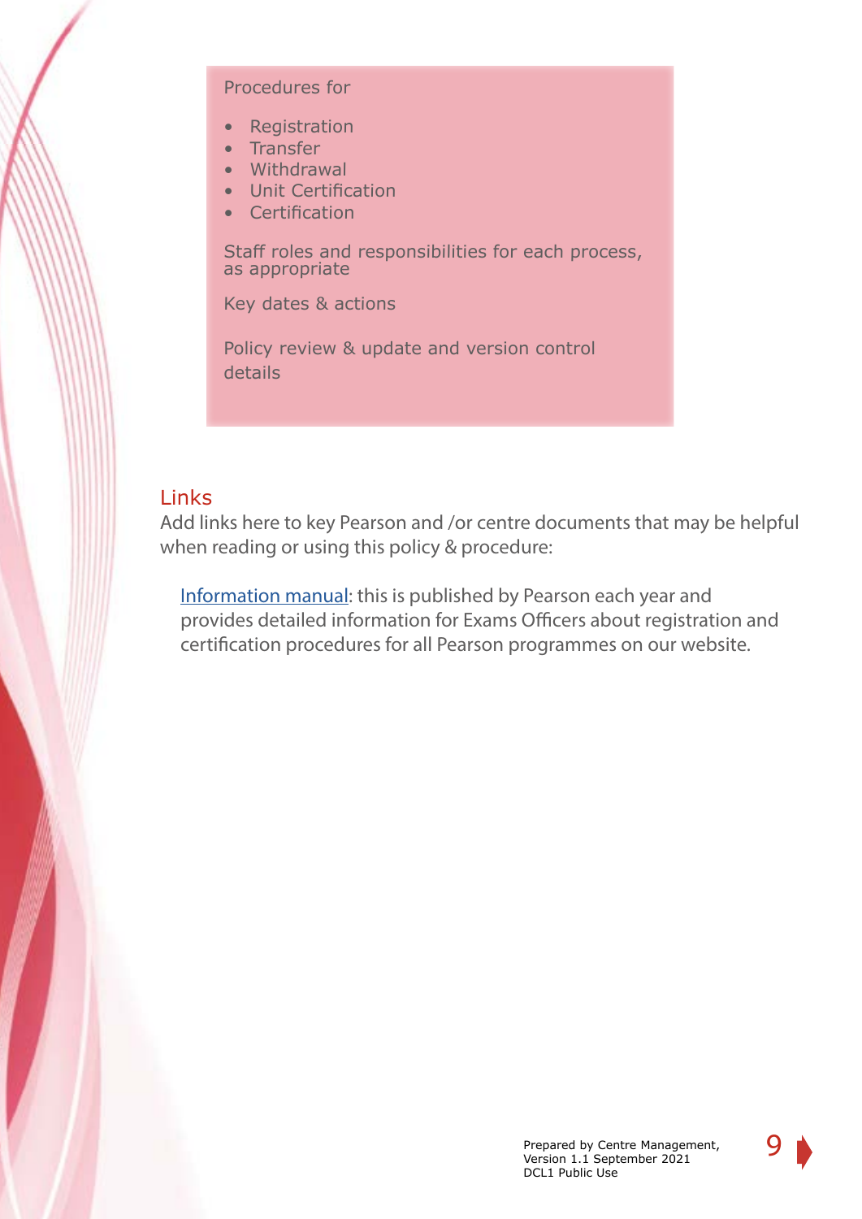Procedures for

- Registration
- Transfer
- Withdrawal
- Unit Certification
- Certification

Staff roles and responsibilities for each process, as appropriate

Key dates & actions

Policy review & update and version control details

## Links

Add links here to key Pearson and /or centre documents that may be helpful when reading or using this policy & procedure:

Information manual: this is published by Pearson each year and provides detailed information for Exams Officers about registration and certification procedures for all Pearson programmes on our website.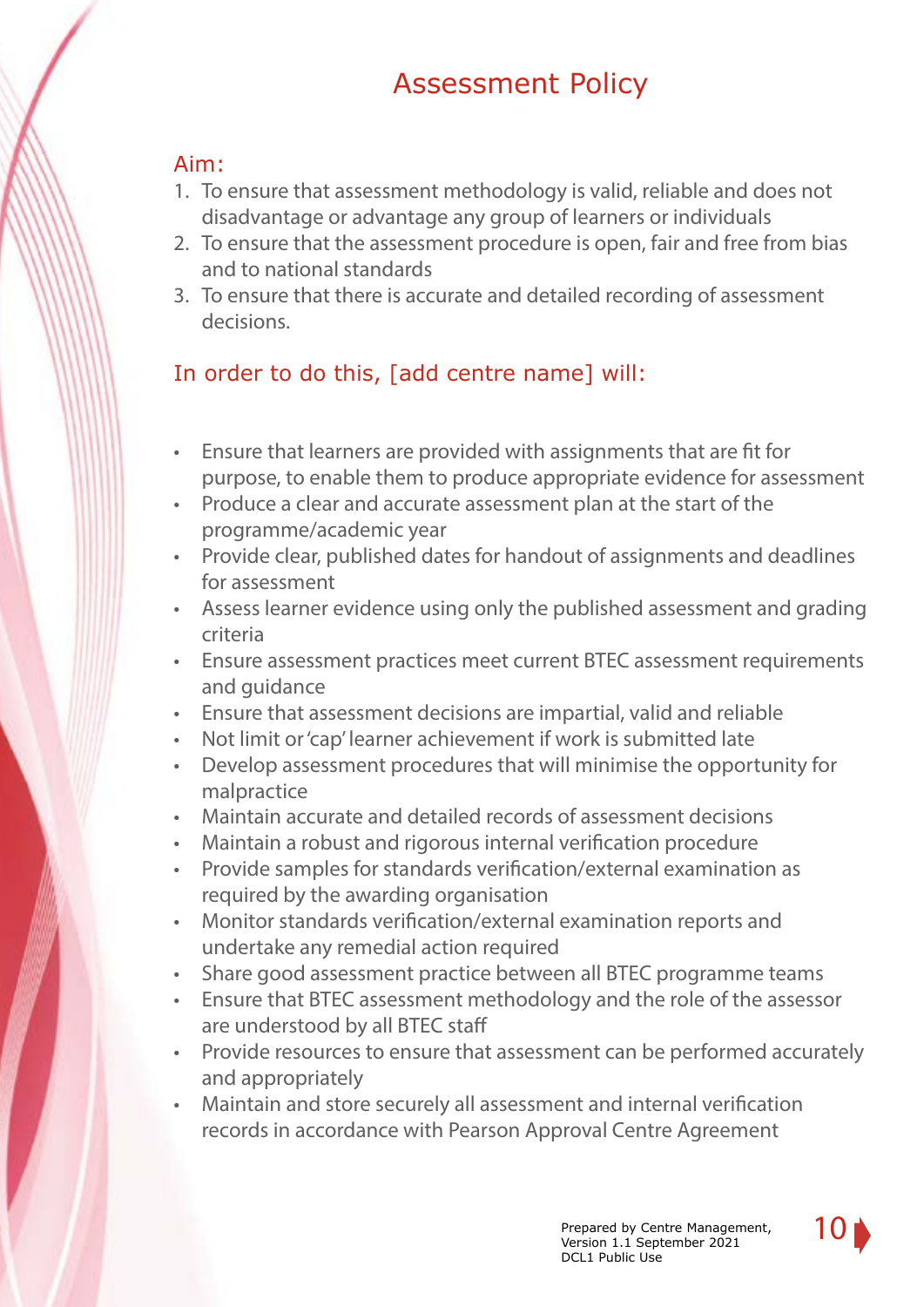# Assessment Policy

## Aim:

1. To ensure that assessment methodology is valid, reliable and does not disadvantage or advantage any group of learners or individuals
2. To ensure that the assessment procedure is open, fair and free from bias and to national standards
3. To ensure that there is accurate and detailed recording of assessment decisions.

## In order to do this, [add centre name] will:

- Ensure that learners are provided with assignments that are fit for purpose, to enable them to produce appropriate evidence for assessment
- Produce a clear and accurate assessment plan at the start of the programme/academic year
- Provide clear, published dates for handout of assignments and deadlines for assessment
- Assess learner evidence using only the published assessment and grading criteria
- Ensure assessment practices meet current BTEC assessment requirements and guidance
- Ensure that assessment decisions are impartial, valid and reliable
- Not limit or 'cap' learner achievement if work is submitted late
- Develop assessment procedures that will minimise the opportunity for malpractice
- Maintain accurate and detailed records of assessment decisions
- Maintain a robust and rigorous internal verification procedure
- Provide samples for standards verification/external examination as required by the awarding organisation
- Monitor standards verification/external examination reports and undertake any remedial action required
- Share good assessment practice between all BTEC programme teams
- Ensure that BTEC assessment methodology and the role of the assessor are understood by all BTEC staff
- Provide resources to ensure that assessment can be performed accurately and appropriately
- Maintain and store securely all assessment and internal verification records in accordance with Pearson Approval Centre Agreement

Prepared by Centre Management, Version 1.1 September 2021
DCL1 Public Use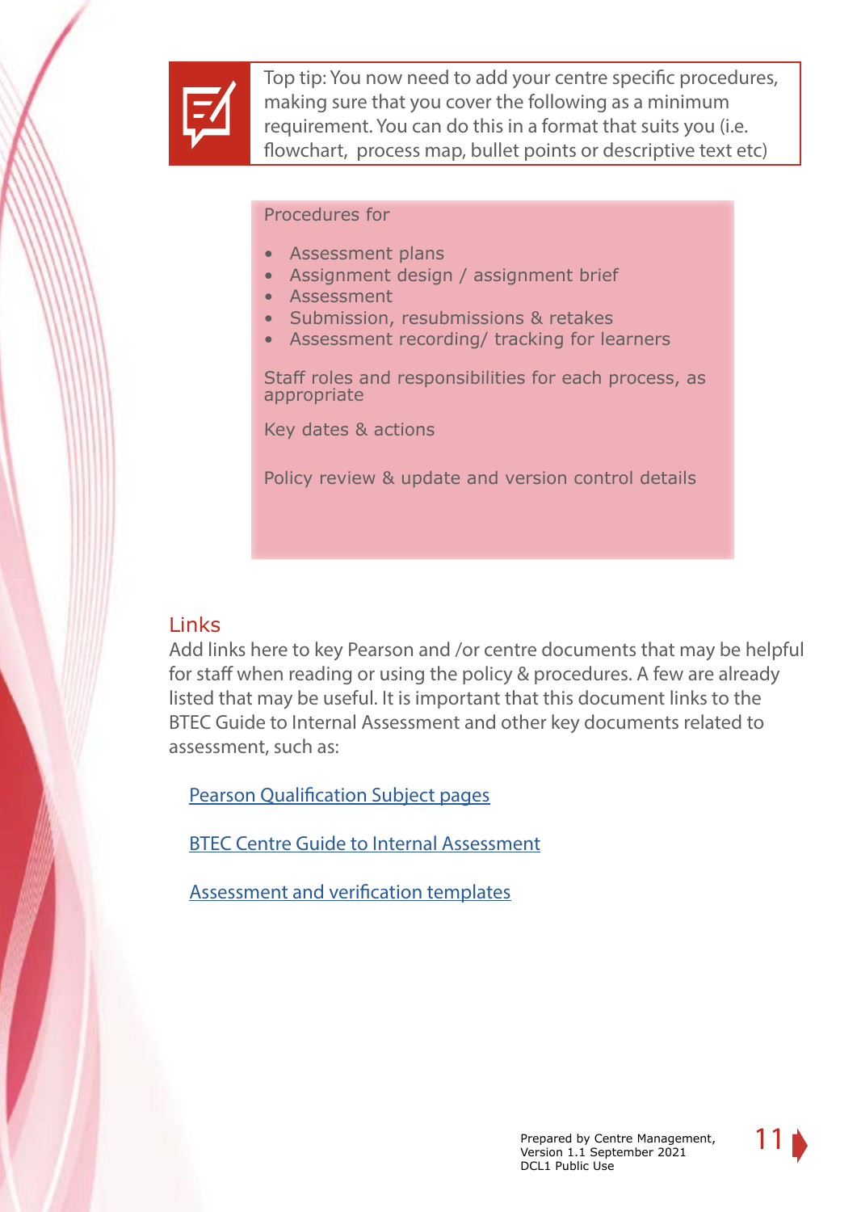Top tip: You now need to add your centre specific procedures, making sure that you cover the following as a minimum requirement. You can do this in a format that suits you (i.e. flowchart, process map, bullet points or descriptive text etc)

Procedures for

- Assessment plans
- Assignment design / assignment brief
- Assessment
- Submission, resubmissions & retakes
- Assessment recording/ tracking for learners

Staff roles and responsibilities for each process, as appropriate

Key dates & actions

Policy review & update and version control details

## Links

Add links here to key Pearson and /or centre documents that may be helpful for staff when reading or using the policy & procedures. A few are already listed that may be useful. It is important that this document links to the BTEC Guide to Internal Assessment and other key documents related to assessment, such as:

Pearson Qualification Subject pages

BTEC Centre Guide to Internal Assessment

Assessment and verification templates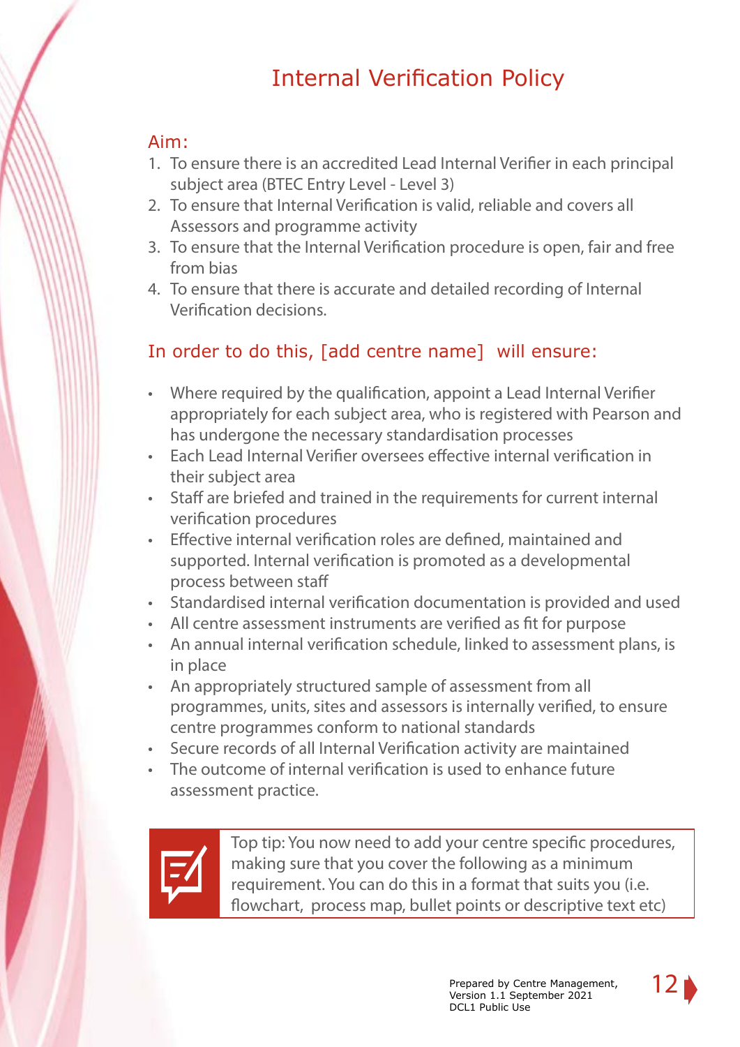# Internal Verification Policy

## Aim:

1. To ensure there is an accredited Lead Internal Verifier in each principal subject area (BTEC Entry Level - Level 3)
2. To ensure that Internal Verification is valid, reliable and covers all Assessors and programme activity
3. To ensure that the Internal Verification procedure is open, fair and free from bias
4. To ensure that there is accurate and detailed recording of Internal Verification decisions.

## In order to do this, [add centre name] will ensure:

- Where required by the qualification, appoint a Lead Internal Verifier appropriately for each subject area, who is registered with Pearson and has undergone the necessary standardisation processes
- Each Lead Internal Verifier oversees effective internal verification in their subject area
- Staff are briefed and trained in the requirements for current internal verification procedures
- Effective internal verification roles are defined, maintained and supported. Internal verification is promoted as a developmental process between staff
- Standardised internal verification documentation is provided and used
- All centre assessment instruments are verified as fit for purpose
- An annual internal verification schedule, linked to assessment plans, is in place
- An appropriately structured sample of assessment from all programmes, units, sites and assessors is internally verified, to ensure centre programmes conform to national standards
- Secure records of all Internal Verification activity are maintained
- The outcome of internal verification is used to enhance future assessment practice.

Top tip: You now need to add your centre specific procedures, making sure that you cover the following as a minimum requirement. You can do this in a format that suits you (i.e. flowchart, process map, bullet points or descriptive text etc)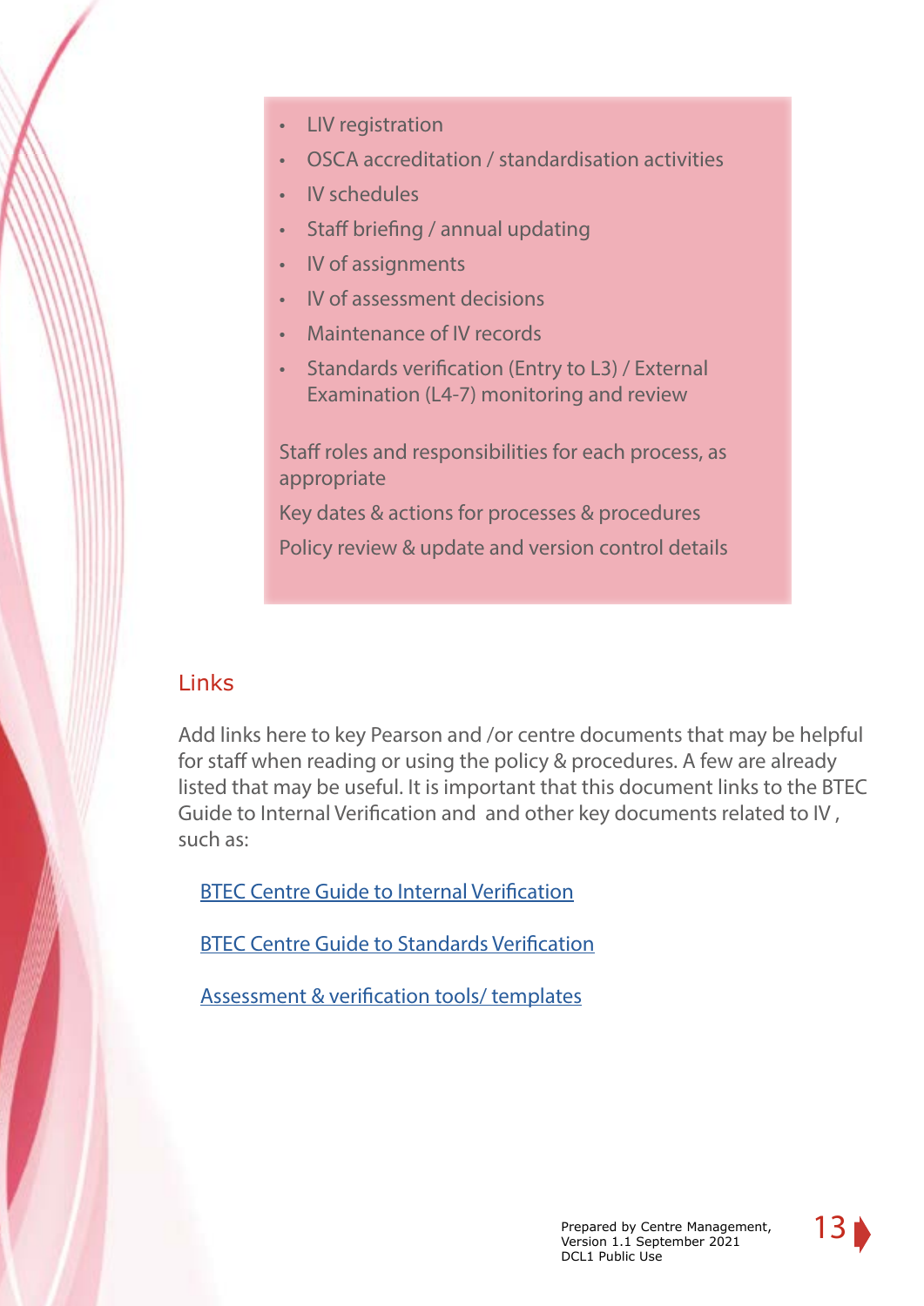- LIV registration
- OSCA accreditation / standardisation activities
- IV schedules
- Staff briefing / annual updating
- IV of assignments
- IV of assessment decisions
- Maintenance of IV records
- Standards verification (Entry to L3) / External Examination (L4-7) monitoring and review

Staff roles and responsibilities for each process, as appropriate

Key dates & actions for processes & procedures

Policy review & update and version control details

## Links

Add links here to key Pearson and /or centre documents that may be helpful for staff when reading or using the policy & procedures. A few are already listed that may be useful. It is important that this document links to the BTEC Guide to Internal Verification and  and other key documents related to IV , such as:

BTEC Centre Guide to Internal Verification

BTEC Centre Guide to Standards Verification

Assessment & verification tools/ templates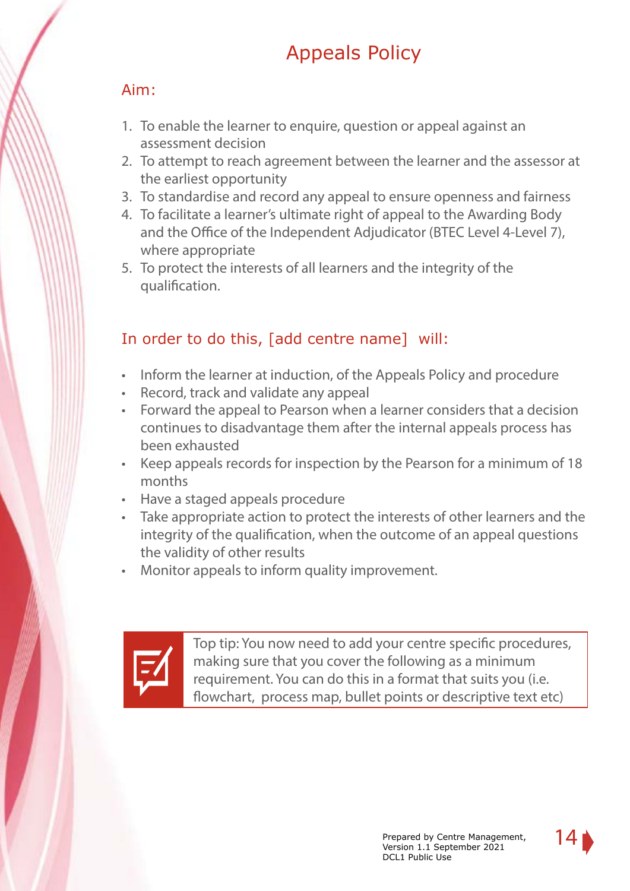# Appeals Policy

## Aim:

1. To enable the learner to enquire, question or appeal against an assessment decision
2. To attempt to reach agreement between the learner and the assessor at the earliest opportunity
3. To standardise and record any appeal to ensure openness and fairness
4. To facilitate a learner's ultimate right of appeal to the Awarding Body and the Office of the Independent Adjudicator (BTEC Level 4-Level 7), where appropriate
5. To protect the interests of all learners and the integrity of the qualification.

## In order to do this, [add centre name] will:

- Inform the learner at induction, of the Appeals Policy and procedure
- Record, track and validate any appeal
- Forward the appeal to Pearson when a learner considers that a decision continues to disadvantage them after the internal appeals process has been exhausted
- Keep appeals records for inspection by the Pearson for a minimum of 18 months
- Have a staged appeals procedure
- Take appropriate action to protect the interests of other learners and the integrity of the qualification, when the outcome of an appeal questions the validity of other results
- Monitor appeals to inform quality improvement.

Top tip: You now need to add your centre specific procedures, making sure that you cover the following as a minimum requirement. You can do this in a format that suits you (i.e. flowchart, process map, bullet points or descriptive text etc)

Prepared by Centre Management,
Version 1.1 September 2021
DCL1 Public Use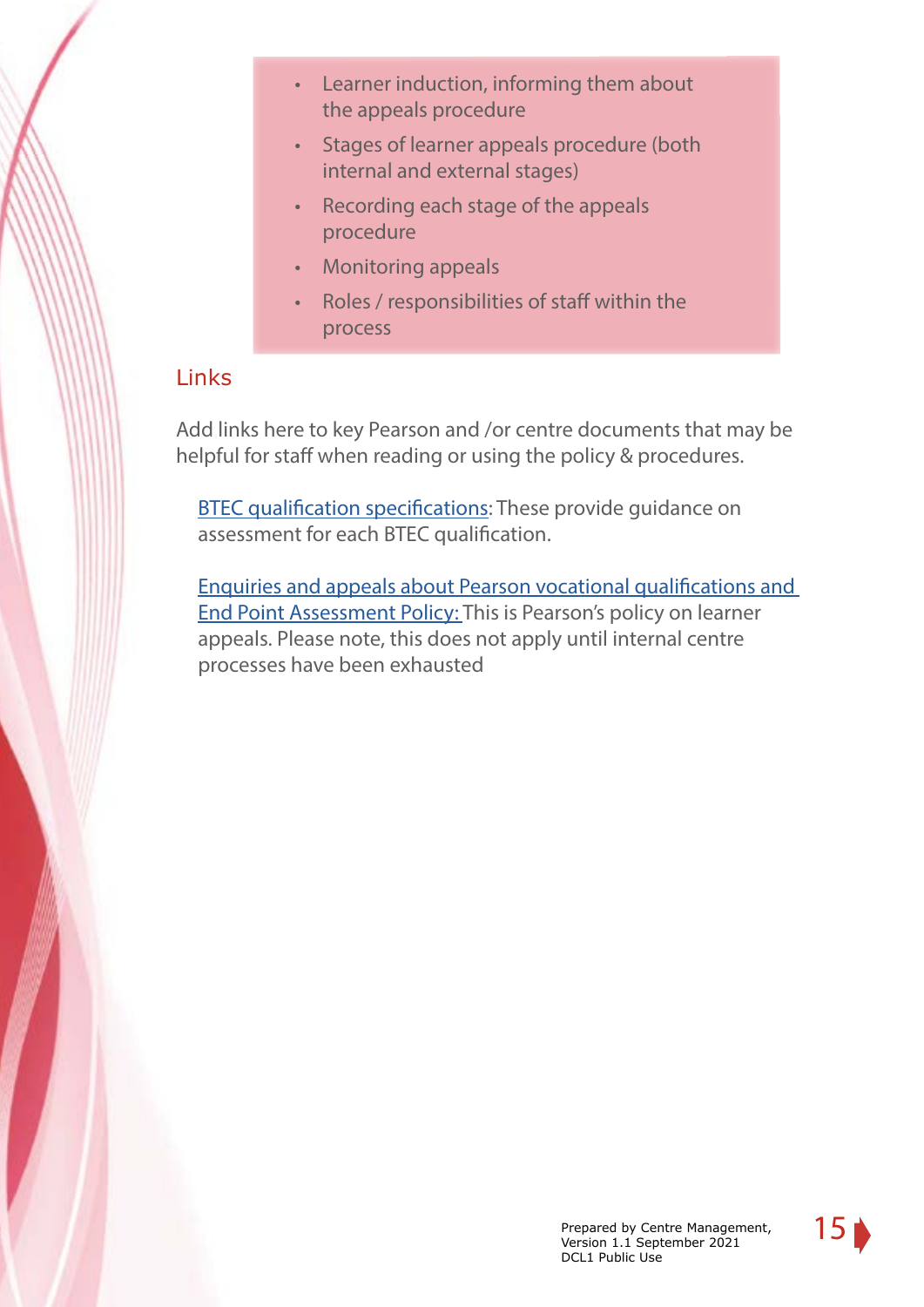- Learner induction, informing them about the appeals procedure
- Stages of learner appeals procedure (both internal and external stages)
- Recording each stage of the appeals procedure
- Monitoring appeals
- Roles / responsibilities of staff within the process

## Links

Add links here to key Pearson and /or centre documents that may be helpful for staff when reading or using the policy & procedures.

BTEC qualification specifications: These provide guidance on assessment for each BTEC qualification.

Enquiries and appeals about Pearson vocational qualifications and End Point Assessment Policy: This is Pearson's policy on learner appeals. Please note, this does not apply until internal centre processes have been exhausted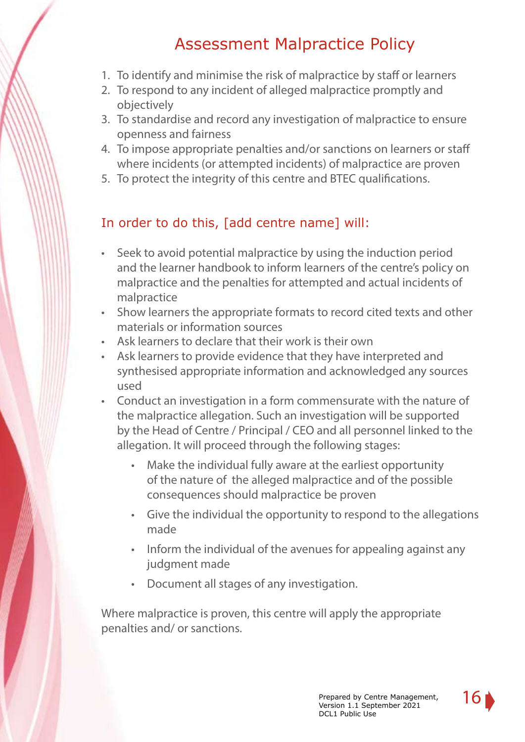# Assessment Malpractice Policy

1. To identify and minimise the risk of malpractice by staff or learners
2. To respond to any incident of alleged malpractice promptly and objectively
3. To standardise and record any investigation of malpractice to ensure openness and fairness
4. To impose appropriate penalties and/or sanctions on learners or staff where incidents (or attempted incidents) of malpractice are proven
5. To protect the integrity of this centre and BTEC qualifications.

## In order to do this, [add centre name] will:

- Seek to avoid potential malpractice by using the induction period and the learner handbook to inform learners of the centre's policy on malpractice and the penalties for attempted and actual incidents of malpractice
- Show learners the appropriate formats to record cited texts and other materials or information sources
- Ask learners to declare that their work is their own
- Ask learners to provide evidence that they have interpreted and synthesised appropriate information and acknowledged any sources used
- Conduct an investigation in a form commensurate with the nature of the malpractice allegation. Such an investigation will be supported by the Head of Centre / Principal / CEO and all personnel linked to the allegation. It will proceed through the following stages:
    - Make the individual fully aware at the earliest opportunity of the nature of the alleged malpractice and of the possible consequences should malpractice be proven
    - Give the individual the opportunity to respond to the allegations made
    - Inform the individual of the avenues for appealing against any judgment made
    - Document all stages of any investigation.

Where malpractice is proven, this centre will apply the appropriate penalties and/ or sanctions.

Prepared by Centre Management,
Version 1.1 September 2021
DCL1 Public Use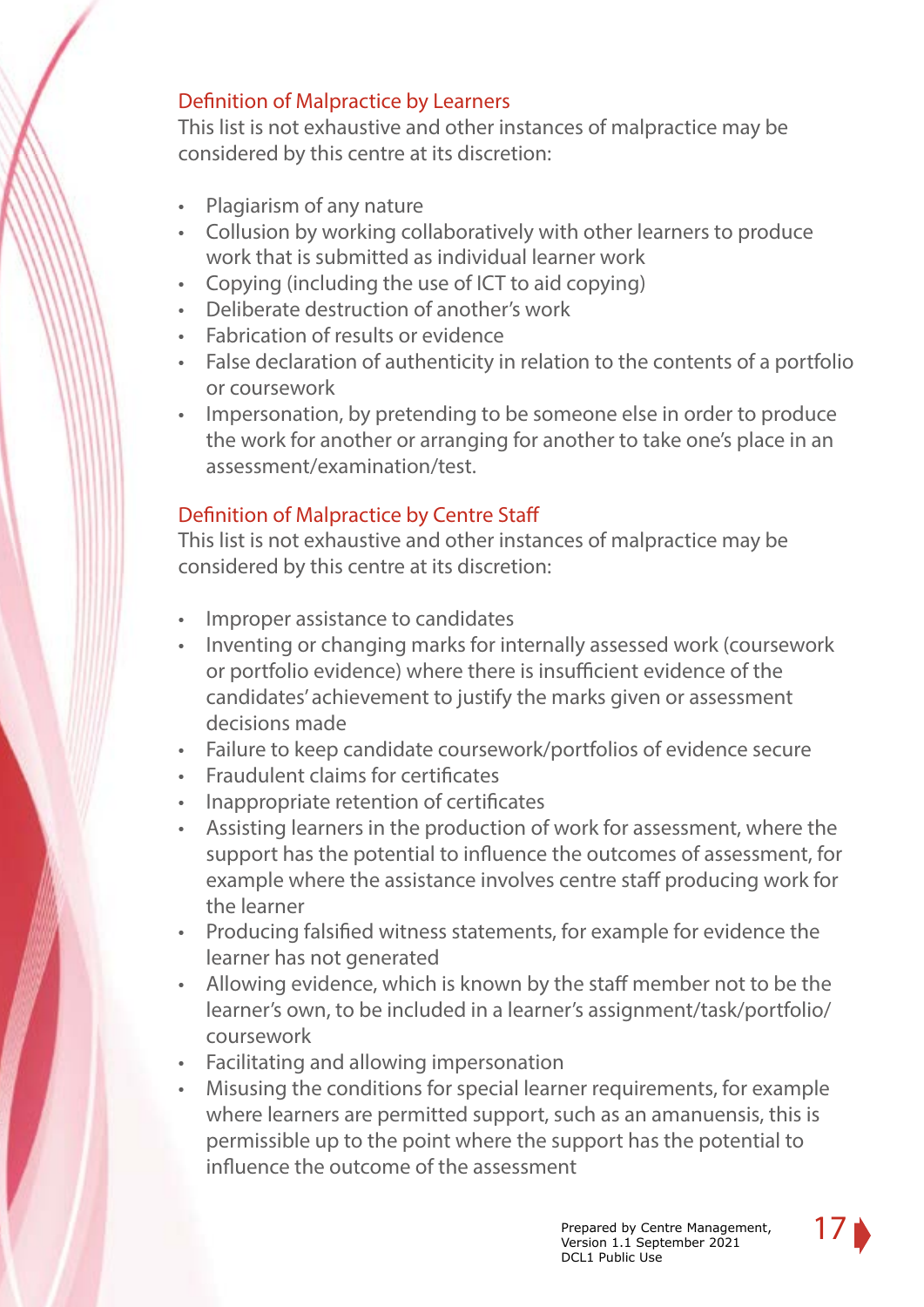## Definition of Malpractice by Learners

This list is not exhaustive and other instances of malpractice may be considered by this centre at its discretion:

- Plagiarism of any nature
- Collusion by working collaboratively with other learners to produce work that is submitted as individual learner work
- Copying (including the use of ICT to aid copying)
- Deliberate destruction of another's work
- Fabrication of results or evidence
- False declaration of authenticity in relation to the contents of a portfolio or coursework
- Impersonation, by pretending to be someone else in order to produce the work for another or arranging for another to take one's place in an assessment/examination/test.

## Definition of Malpractice by Centre Staff

This list is not exhaustive and other instances of malpractice may be considered by this centre at its discretion:

- Improper assistance to candidates
- Inventing or changing marks for internally assessed work (coursework or portfolio evidence) where there is insufficient evidence of the candidates' achievement to justify the marks given or assessment decisions made
- Failure to keep candidate coursework/portfolios of evidence secure
- Fraudulent claims for certificates
- Inappropriate retention of certificates
- Assisting learners in the production of work for assessment, where the support has the potential to influence the outcomes of assessment, for example where the assistance involves centre staff producing work for the learner
- Producing falsified witness statements, for example for evidence the learner has not generated
- Allowing evidence, which is known by the staff member not to be the learner's own, to be included in a learner's assignment/task/portfolio/coursework
- Facilitating and allowing impersonation
- Misusing the conditions for special learner requirements, for example where learners are permitted support, such as an amanuensis, this is permissible up to the point where the support has the potential to influence the outcome of the assessment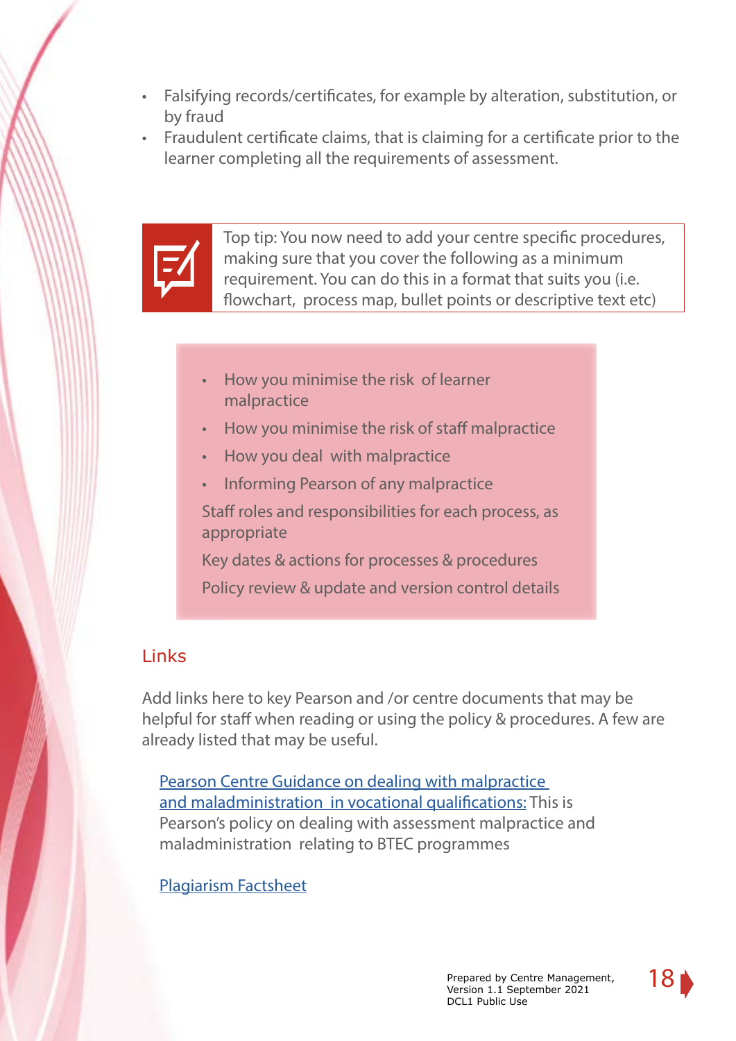- Falsifying records/certificates, for example by alteration, substitution, or by fraud
- Fraudulent certificate claims, that is claiming for a certificate prior to the learner completing all the requirements of assessment.

Top tip: You now need to add your centre specific procedures, making sure that you cover the following as a minimum requirement. You can do this in a format that suits you (i.e. flowchart, process map, bullet points or descriptive text etc)

- How you minimise the risk of learner malpractice
- How you minimise the risk of staff malpractice
- How you deal with malpractice
- Informing Pearson of any malpractice

Staff roles and responsibilities for each process, as appropriate

Key dates & actions for processes & procedures

Policy review & update and version control details

## Links

Add links here to key Pearson and /or centre documents that may be helpful for staff when reading or using the policy & procedures. A few are already listed that may be useful.

Pearson Centre Guidance on dealing with malpractice and maladministration in vocational qualifications: This is Pearson's policy on dealing with assessment malpractice and maladministration relating to BTEC programmes

Plagiarism Factsheet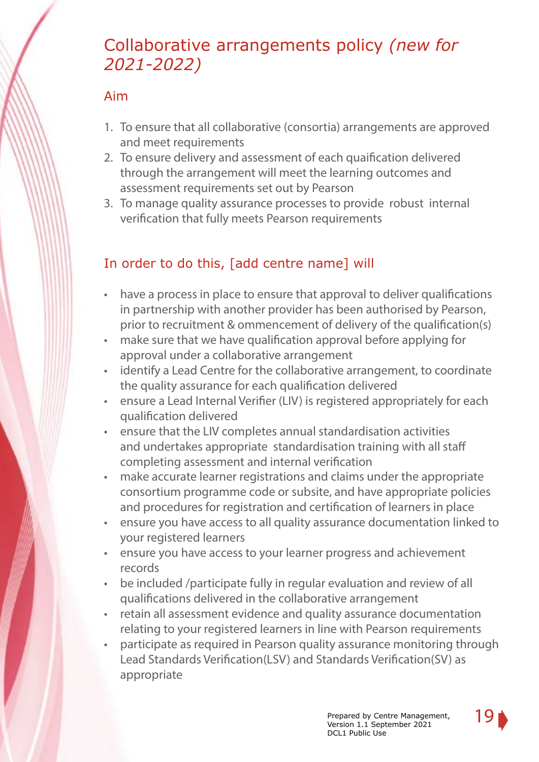# Collaborative arrangements policy *(new for 2021-2022)*

## Aim

1. To ensure that all collaborative (consortia) arrangements are approved and meet requirements
2. To ensure delivery and assessment of each quaification delivered through the arrangement will meet the learning outcomes and assessment requirements set out by Pearson
3. To manage quality assurance processes to provide robust internal verification that fully meets Pearson requirements

## In order to do this, [add centre name] will

- have a process in place to ensure that approval to deliver qualifications in partnership with another provider has been authorised by Pearson, prior to recruitment & ommencement of delivery of the qualification(s)
- make sure that we have qualification approval before applying for approval under a collaborative arrangement
- identify a Lead Centre for the collaborative arrangement, to coordinate the quality assurance for each qualification delivered
- ensure a Lead Internal Verifier (LIV) is registered appropriately for each qualification delivered
- ensure that the LIV completes annual standardisation activities and undertakes appropriate standardisation training with all staff completing assessment and internal verification
- make accurate learner registrations and claims under the appropriate consortium programme code or subsite, and have appropriate policies and procedures for registration and certification of learners in place
- ensure you have access to all quality assurance documentation linked to your registered learners
- ensure you have access to your learner progress and achievement records
- be included /participate fully in regular evaluation and review of all qualifications delivered in the collaborative arrangement
- retain all assessment evidence and quality assurance documentation relating to your registered learners in line with Pearson requirements
- participate as required in Pearson quality assurance monitoring through Lead Standards Verification(LSV) and Standards Verification(SV) as appropriate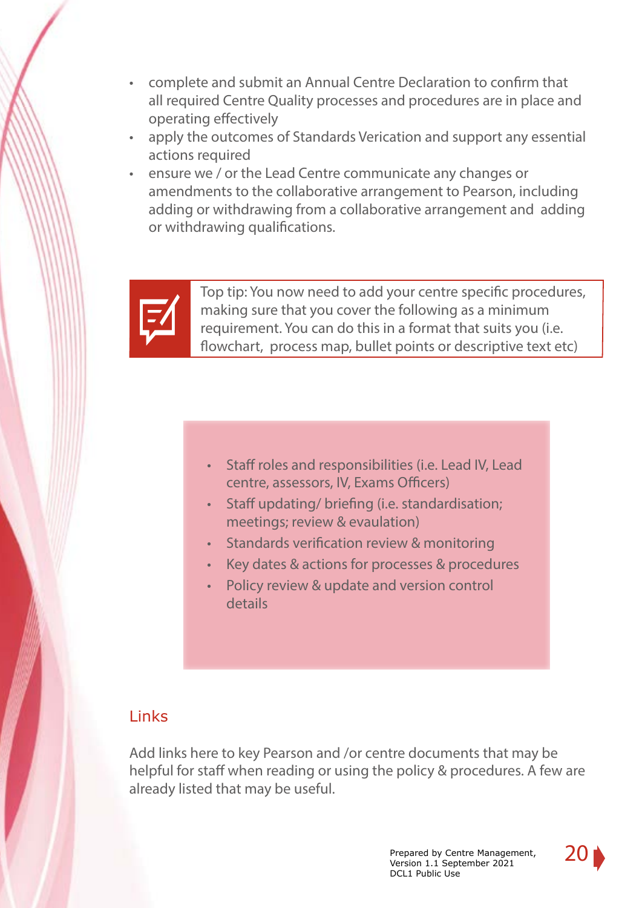- complete and submit an Annual Centre Declaration to confirm that all required Centre Quality processes and procedures are in place and operating effectively
- apply the outcomes of Standards Verication and support any essential actions required
- ensure we / or the Lead Centre communicate any changes or amendments to the collaborative arrangement to Pearson, including adding or withdrawing from a collaborative arrangement and adding or withdrawing qualifications.

Top tip: You now need to add your centre specific procedures, making sure that you cover the following as a minimum requirement. You can do this in a format that suits you (i.e. flowchart, process map, bullet points or descriptive text etc)

- Staff roles and responsibilities (i.e. Lead IV, Lead centre, assessors, IV, Exams Officers)
- Staff updating/ briefing (i.e. standardisation; meetings; review & evaulation)
- Standards verification review & monitoring
- Key dates & actions for processes & procedures
- Policy review & update and version control details

## Links

Add links here to key Pearson and /or centre documents that may be helpful for staff when reading or using the policy & procedures. A few are already listed that may be useful.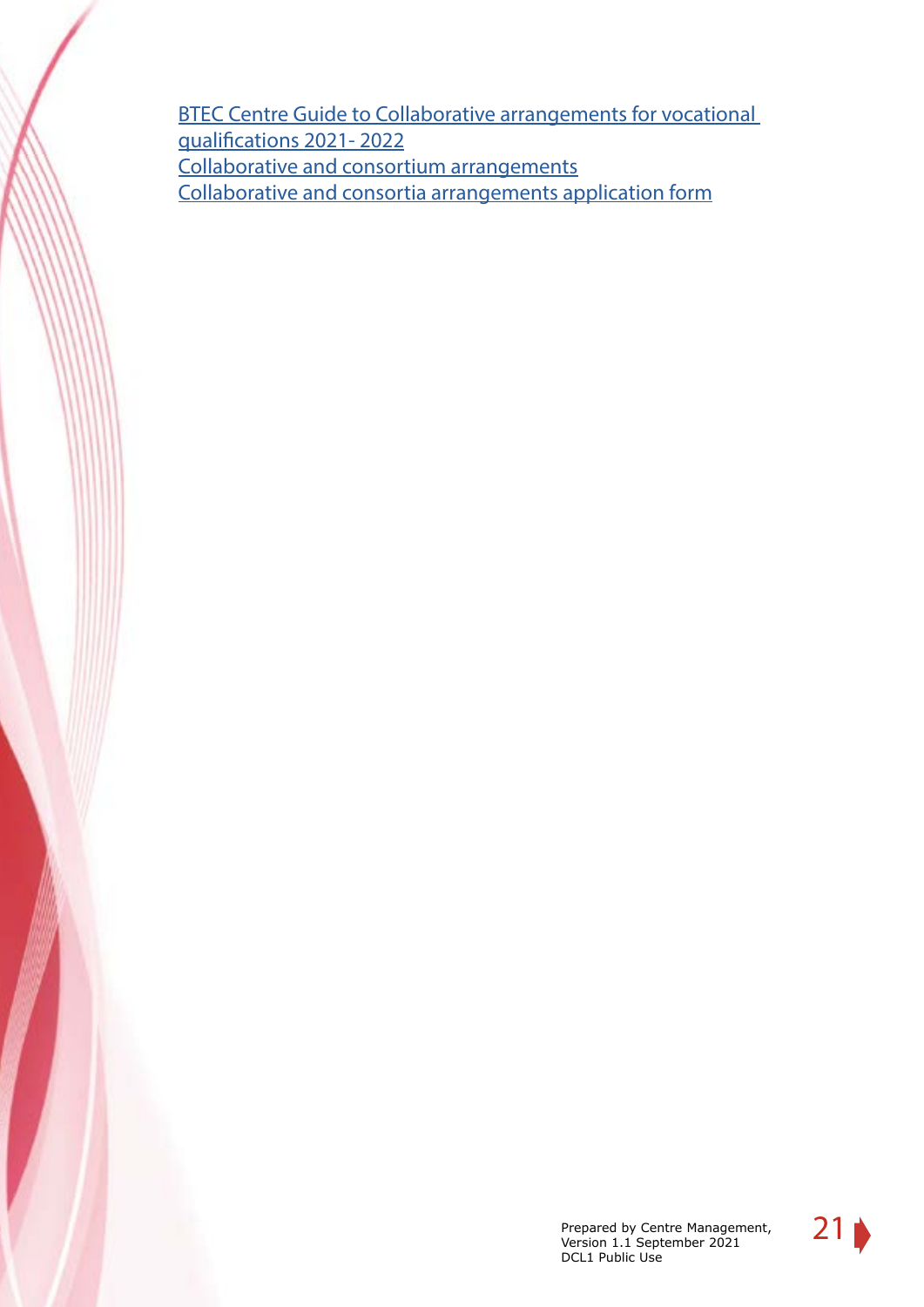[BTEC Centre Guide to Collaborative arrangements for vocational qualifications 2021- 2022]

[Collaborative and consortium arrangements]

[Collaborative and consortia arrangements application form]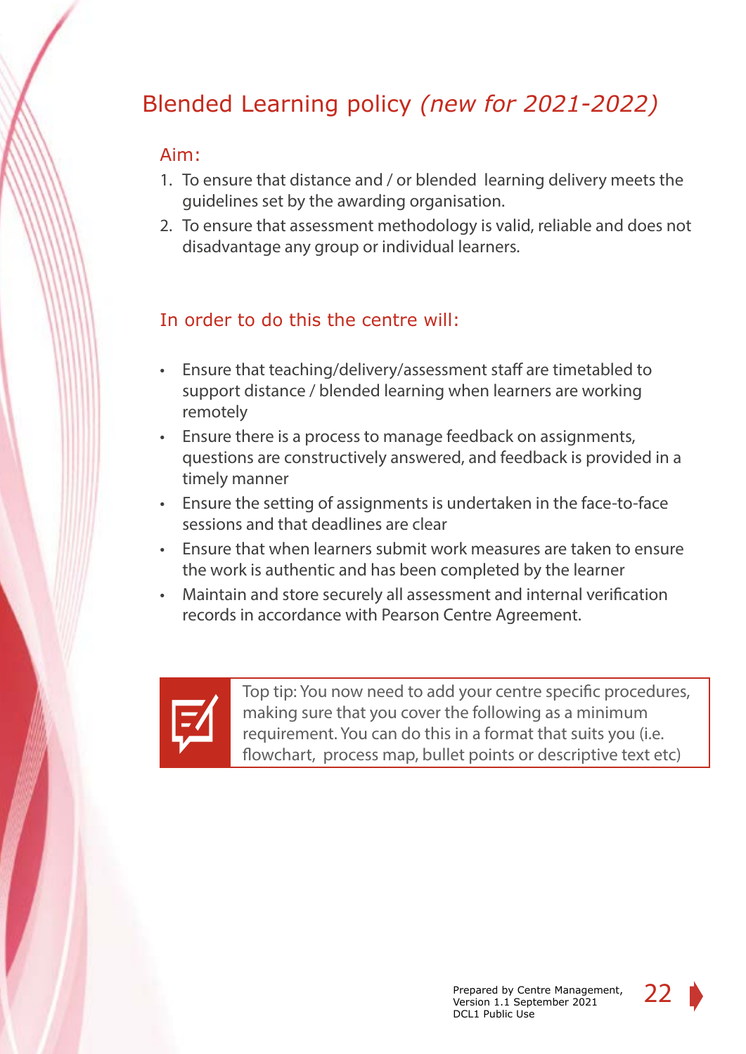# Blended Learning policy *(new for 2021-2022)*

## Aim:

1. To ensure that distance and / or blended learning delivery meets the guidelines set by the awarding organisation.
2. To ensure that assessment methodology is valid, reliable and does not disadvantage any group or individual learners.

## In order to do this the centre will:

- Ensure that teaching/delivery/assessment staff are timetabled to support distance / blended learning when learners are working remotely
- Ensure there is a process to manage feedback on assignments, questions are constructively answered, and feedback is provided in a timely manner
- Ensure the setting of assignments is undertaken in the face-to-face sessions and that deadlines are clear
- Ensure that when learners submit work measures are taken to ensure the work is authentic and has been completed by the learner
- Maintain and store securely all assessment and internal verification records in accordance with Pearson Centre Agreement.

> Top tip: You now need to add your centre specific procedures, making sure that you cover the following as a minimum requirement. You can do this in a format that suits you (i.e. flowchart, process map, bullet points or descriptive text etc)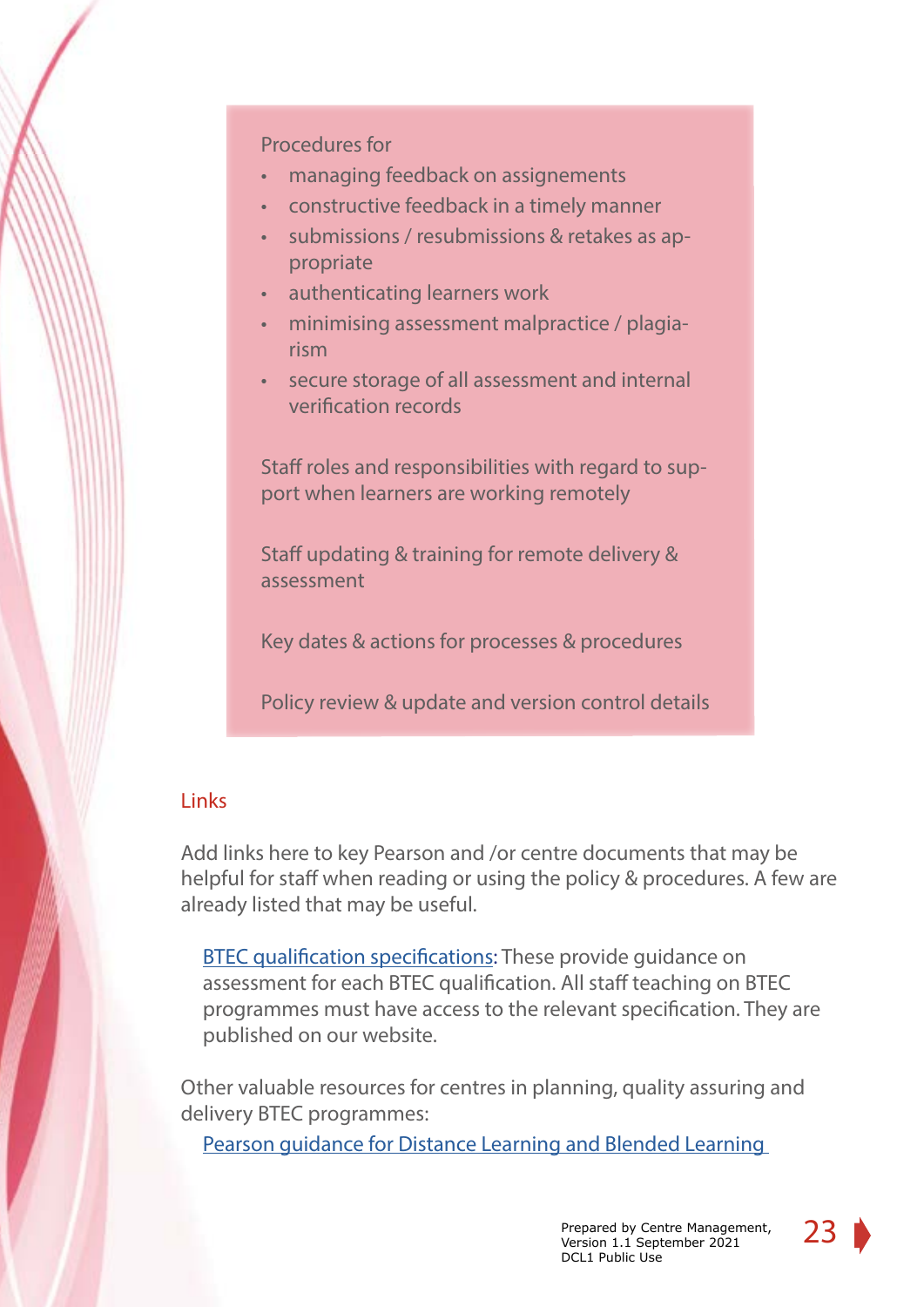Procedures for

- managing feedback on assignements
- constructive feedback in a timely manner
- submissions / resubmissions & retakes as appropriate
- authenticating learners work
- minimising assessment malpractice / plagiarism
- secure storage of all assessment and internal verification records

Staff roles and responsibilities with regard to support when learners are working remotely

Staff updating & training for remote delivery & assessment

Key dates & actions for processes & procedures

Policy review & update and version control details

## Links

Add links here to key Pearson and /or centre documents that may be helpful for staff when reading or using the policy & procedures. A few are already listed that may be useful.

BTEC qualification specifications: These provide guidance on assessment for each BTEC qualification. All staff teaching on BTEC programmes must have access to the relevant specification. They are published on our website.

Other valuable resources for centres in planning, quality assuring and delivery BTEC programmes:

Pearson guidance for Distance Learning and Blended Learning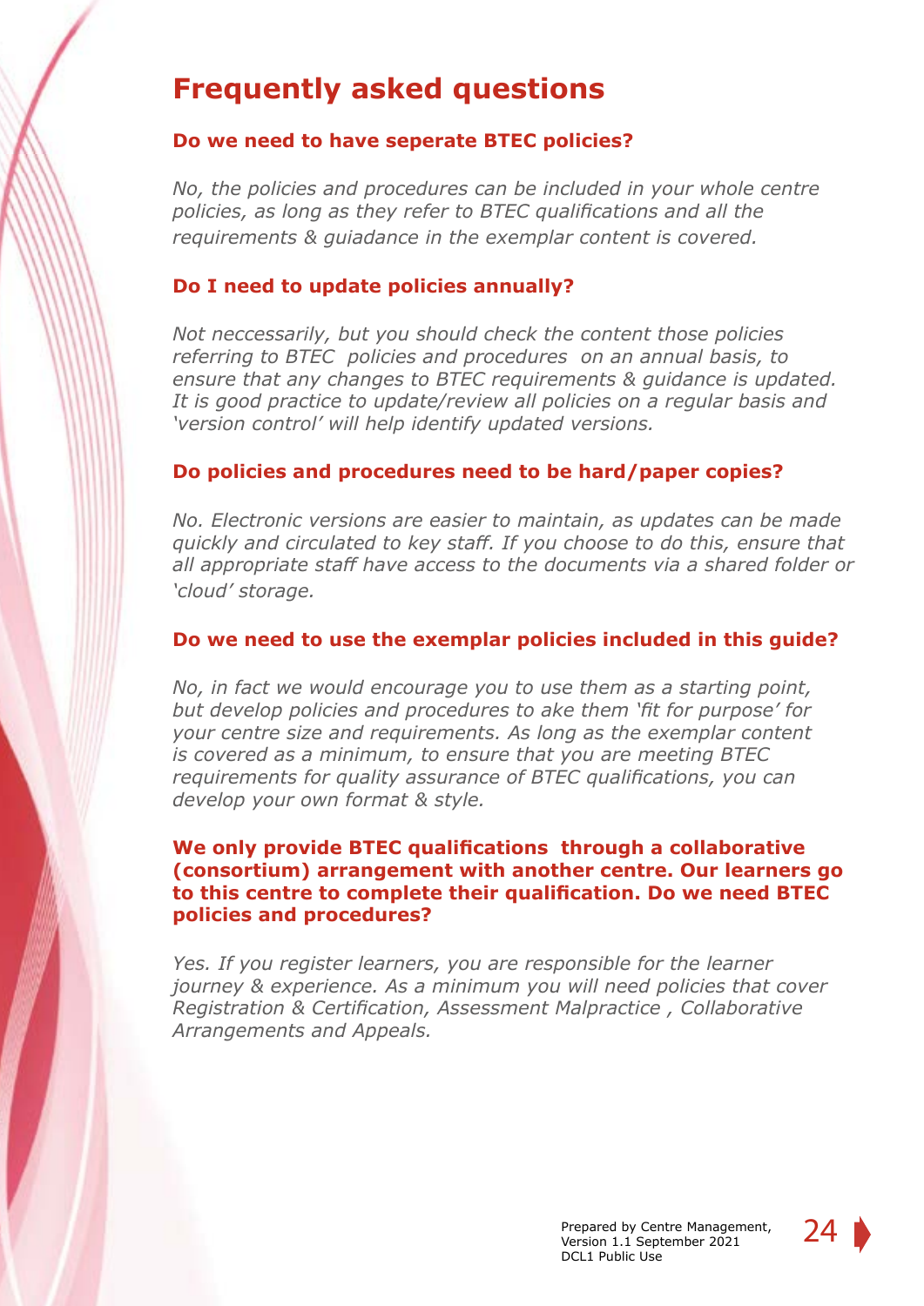# Frequently asked questions

### Do we need to have seperate BTEC policies?

*No, the policies and procedures can be included in your whole centre policies, as long as they refer to BTEC qualifications and all the requirements & guiadance in the exemplar content is covered.*

### Do I need to update policies annually?

*Not neccessarily, but you should check the content those policies referring to BTEC policies and procedures on an annual basis, to ensure that any changes to BTEC requirements & guidance is updated. It is good practice to update/review all policies on a regular basis and 'version control' will help identify updated versions.*

### Do policies and procedures need to be hard/paper copies?

*No. Electronic versions are easier to maintain, as updates can be made quickly and circulated to key staff. If you choose to do this, ensure that all appropriate staff have access to the documents via a shared folder or 'cloud' storage.*

### Do we need to use the exemplar policies included in this guide?

*No, in fact we would encourage you to use them as a starting point, but develop policies and procedures to ake them 'fit for purpose' for your centre size and requirements. As long as the exemplar content is covered as a minimum, to ensure that you are meeting BTEC requirements for quality assurance of BTEC qualifications, you can develop your own format & style.*

### We only provide BTEC qualifications through a collaborative (consortium) arrangement with another centre. Our learners go to this centre to complete their qualification. Do we need BTEC policies and procedures?

*Yes. If you register learners, you are responsible for the learner journey & experience. As a minimum you will need policies that cover Registration & Certification, Assessment Malpractice , Collaborative Arrangements and Appeals.*